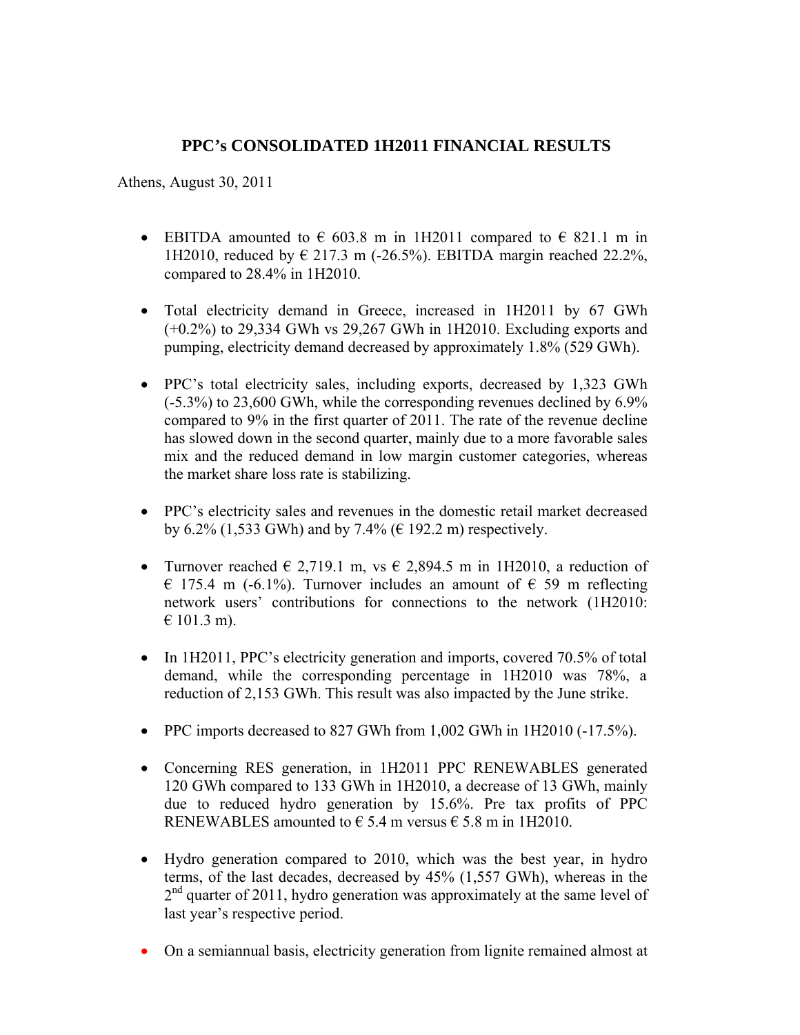# PPC's CONSOLIDATED 1H2011 FINANCIAL RESULTS

Athens, August 30, 2011

- EBITDA amounted to € 603.8 m in 1H2011 compared to € 821.1 m in 1H2010, reduced by € 217.3 m (-26.5%). EBITDA margin reached 22.2%, compared to 28.4% in 1H2010.

- Total electricity demand in Greece, increased in 1H2011 by 67 GWh (+0.2%) to 29,334 GWh vs 29,267 GWh in 1H2010. Excluding exports and pumping, electricity demand decreased by approximately 1.8% (529 GWh).

- PPC's total electricity sales, including exports, decreased by 1,323 GWh (-5.3%) to 23,600 GWh, while the corresponding revenues declined by 6.9% compared to 9% in the first quarter of 2011. The rate of the revenue decline has slowed down in the second quarter, mainly due to a more favorable sales mix and the reduced demand in low margin customer categories, whereas the market share loss rate is stabilizing.

- PPC's electricity sales and revenues in the domestic retail market decreased by 6.2% (1,533 GWh) and by 7.4% (€ 192.2 m) respectively.

- Turnover reached € 2,719.1 m, vs € 2,894.5 m in 1H2010, a reduction of € 175.4 m (-6.1%). Turnover includes an amount of € 59 m reflecting network users' contributions for connections to the network (1H2010: € 101.3 m).

- In 1H2011, PPC's electricity generation and imports, covered 70.5% of total demand, while the corresponding percentage in 1H2010 was 78%, a reduction of 2,153 GWh. This result was also impacted by the June strike.

- PPC imports decreased to 827 GWh from 1,002 GWh in 1H2010 (-17.5%).

- Concerning RES generation, in 1H2011 PPC RENEWABLES generated 120 GWh compared to 133 GWh in 1H2010, a decrease of 13 GWh, mainly due to reduced hydro generation by 15.6%. Pre tax profits of PPC RENEWABLES amounted to € 5.4 m versus € 5.8 m in 1H2010.

- Hydro generation compared to 2010, which was the best year, in hydro terms, of the last decades, decreased by 45% (1,557 GWh), whereas in the 2nd quarter of 2011, hydro generation was approximately at the same level of last year's respective period.

- On a semiannual basis, electricity generation from lignite remained almost at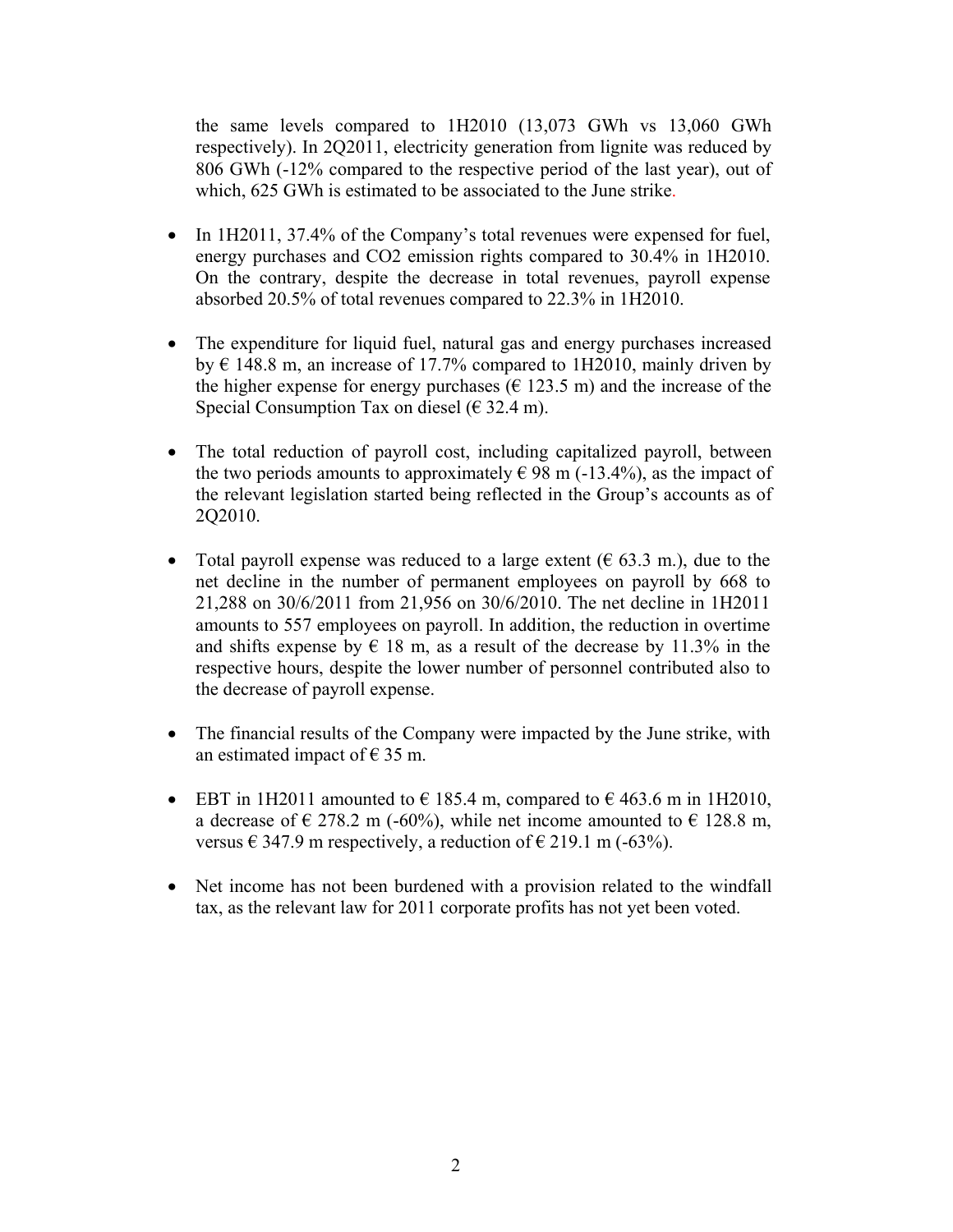the same levels compared to 1H2010 (13,073 GWh vs 13,060 GWh respectively). In 2Q2011, electricity generation from lignite was reduced by 806 GWh (-12% compared to the respective period of the last year), out of which, 625 GWh is estimated to be associated to the June strike.

- In 1H2011, 37.4% of the Company's total revenues were expensed for fuel, energy purchases and $CO_2$ emission rights compared to 30.4% in 1H2010. On the contrary, despite the decrease in total revenues, payroll expense absorbed 20.5% of total revenues compared to 22.3% in 1H2010.

- The expenditure for liquid fuel, natural gas and energy purchases increased by € 148.8 m, an increase of 17.7% compared to 1H2010, mainly driven by the higher expense for energy purchases (€ 123.5 m) and the increase of the Special Consumption Tax on diesel (€ 32.4 m).

- The total reduction of payroll cost, including capitalized payroll, between the two periods amounts to approximately € 98 m (-13.4%), as the impact of the relevant legislation started being reflected in the Group's accounts as of 2Q2010.

- Total payroll expense was reduced to a large extent (€ 63.3 m.), due to the net decline in the number of permanent employees on payroll by 668 to 21,288 on 30/6/2011 from 21,956 on 30/6/2010. The net decline in 1H2011 amounts to 557 employees on payroll. In addition, the reduction in overtime and shifts expense by € 18 m, as a result of the decrease by 11.3% in the respective hours, despite the lower number of personnel contributed also to the decrease of payroll expense.

- The financial results of the Company were impacted by the June strike, with an estimated impact of € 35 m.

- EBT in 1H2011 amounted to € 185.4 m, compared to € 463.6 m in 1H2010, a decrease of € 278.2 m (-60%), while net income amounted to € 128.8 m, versus € 347.9 m respectively, a reduction of € 219.1 m (-63%).

- Net income has not been burdened with a provision related to the windfall tax, as the relevant law for 2011 corporate profits has not yet been voted.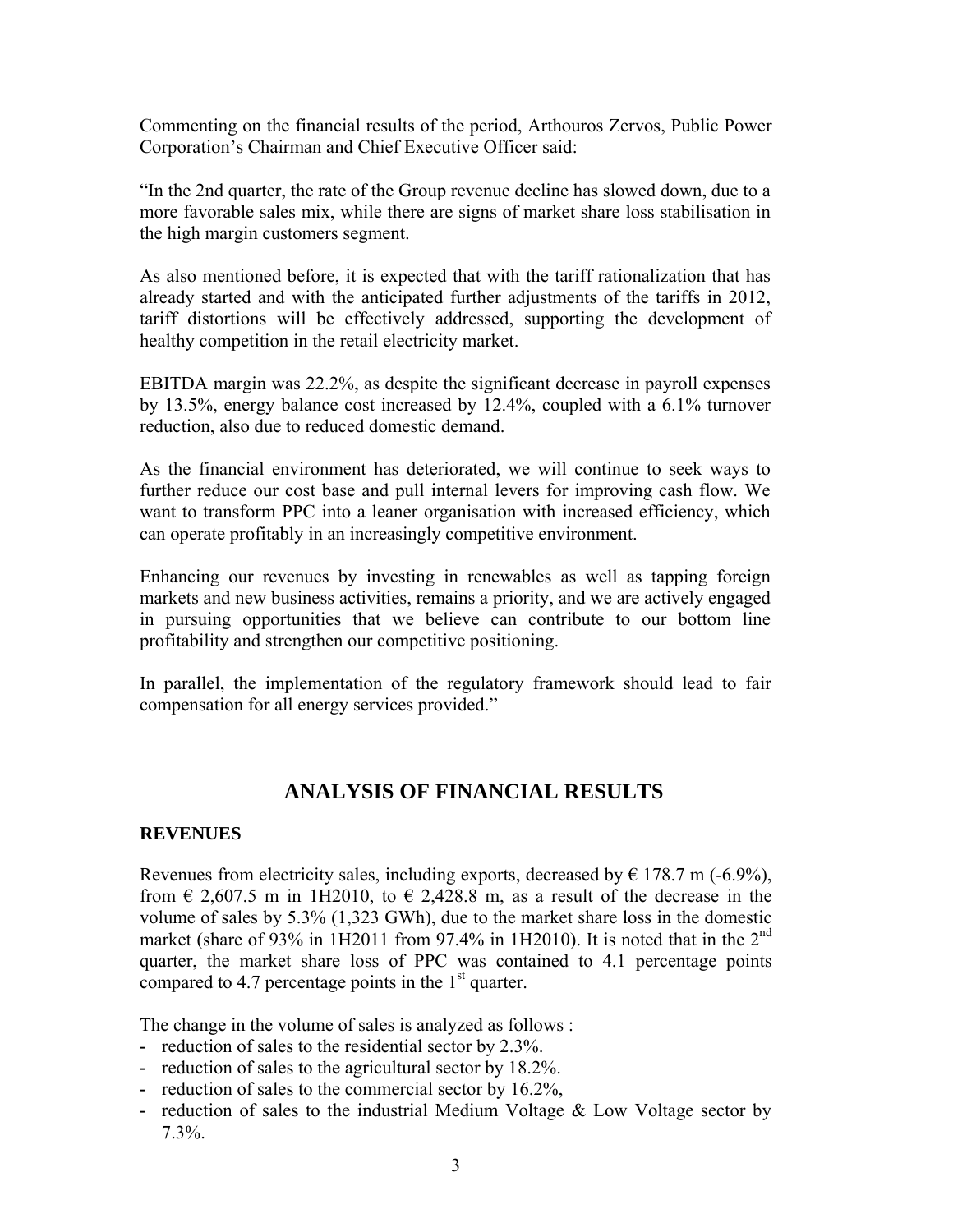Commenting on the financial results of the period, Arthouros Zervos, Public Power Corporation's Chairman and Chief Executive Officer said:

"In the 2nd quarter, the rate of the Group revenue decline has slowed down, due to a more favorable sales mix, while there are signs of market share loss stabilisation in the high margin customers segment.

As also mentioned before, it is expected that with the tariff rationalization that has already started and with the anticipated further adjustments of the tariffs in 2012, tariff distortions will be effectively addressed, supporting the development of healthy competition in the retail electricity market.

EBITDA margin was 22.2%, as despite the significant decrease in payroll expenses by 13.5%, energy balance cost increased by 12.4%, coupled with a 6.1% turnover reduction, also due to reduced domestic demand.

As the financial environment has deteriorated, we will continue to seek ways to further reduce our cost base and pull internal levers for improving cash flow. We want to transform PPC into a leaner organisation with increased efficiency, which can operate profitably in an increasingly competitive environment.

Enhancing our revenues by investing in renewables as well as tapping foreign markets and new business activities, remains a priority, and we are actively engaged in pursuing opportunities that we believe can contribute to our bottom line profitability and strengthen our competitive positioning.

In parallel, the implementation of the regulatory framework should lead to fair compensation for all energy services provided."

## ANALYSIS OF FINANCIAL RESULTS

### REVENUES

Revenues from electricity sales, including exports, decreased by € 178.7 m (-6.9%), from € 2,607.5 m in 1H2010, to € 2,428.8 m, as a result of the decrease in the volume of sales by 5.3% (1,323 GWh), due to the market share loss in the domestic market (share of 93% in 1H2011 from 97.4% in 1H2010). It is noted that in the 2nd quarter, the market share loss of PPC was contained to 4.1 percentage points compared to 4.7 percentage points in the 1st quarter.

The change in the volume of sales is analyzed as follows :

- reduction of sales to the residential sector by 2.3%.
- reduction of sales to the agricultural sector by 18.2%.
- reduction of sales to the commercial sector by 16.2%,
- reduction of sales to the industrial Medium Voltage & Low Voltage sector by 7.3%.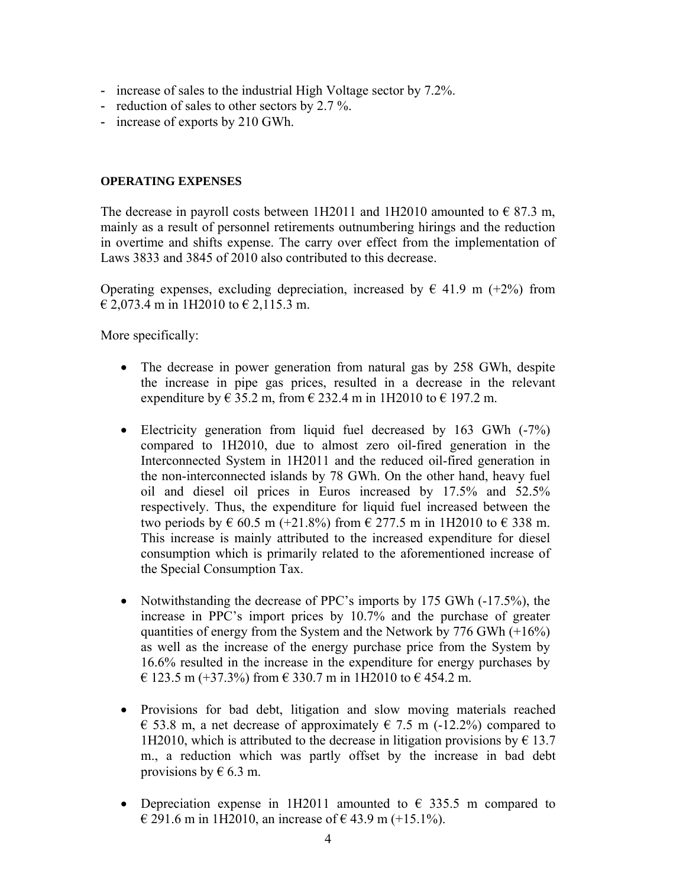- increase of sales to the industrial High Voltage sector by 7.2%.
- reduction of sales to other sectors by 2.7 %.
- increase of exports by 210 GWh.

**OPERATING EXPENSES**

The decrease in payroll costs between 1H2011 and 1H2010 amounted to € 87.3 m, mainly as a result of personnel retirements outnumbering hirings and the reduction in overtime and shifts expense. The carry over effect from the implementation of Laws 3833 and 3845 of 2010 also contributed to this decrease.

Operating expenses, excluding depreciation, increased by € 41.9 m (+2%) from € 2,073.4 m in 1H2010 to € 2,115.3 m.

More specifically:

- The decrease in power generation from natural gas by 258 GWh, despite the increase in pipe gas prices, resulted in a decrease in the relevant expenditure by € 35.2 m, from € 232.4 m in 1H2010 to € 197.2 m.

- Electricity generation from liquid fuel decreased by 163 GWh (-7%) compared to 1H2010, due to almost zero oil-fired generation in the Interconnected System in 1H2011 and the reduced oil-fired generation in the non-interconnected islands by 78 GWh. On the other hand, heavy fuel oil and diesel oil prices in Euros increased by 17.5% and 52.5% respectively. Thus, the expenditure for liquid fuel increased between the two periods by € 60.5 m (+21.8%) from € 277.5 m in 1H2010 to € 338 m. This increase is mainly attributed to the increased expenditure for diesel consumption which is primarily related to the aforementioned increase of the Special Consumption Tax.

- Notwithstanding the decrease of PPC's imports by 175 GWh (-17.5%), the increase in PPC's import prices by 10.7% and the purchase of greater quantities of energy from the System and the Network by 776 GWh (+16%) as well as the increase of the energy purchase price from the System by 16.6% resulted in the increase in the expenditure for energy purchases by € 123.5 m (+37.3%) from € 330.7 m in 1H2010 to € 454.2 m.

- Provisions for bad debt, litigation and slow moving materials reached € 53.8 m, a net decrease of approximately € 7.5 m (-12.2%) compared to 1H2010, which is attributed to the decrease in litigation provisions by € 13.7 m., a reduction which was partly offset by the increase in bad debt provisions by € 6.3 m.

- Depreciation expense in 1H2011 amounted to € 335.5 m compared to € 291.6 m in 1H2010, an increase of € 43.9 m (+15.1%).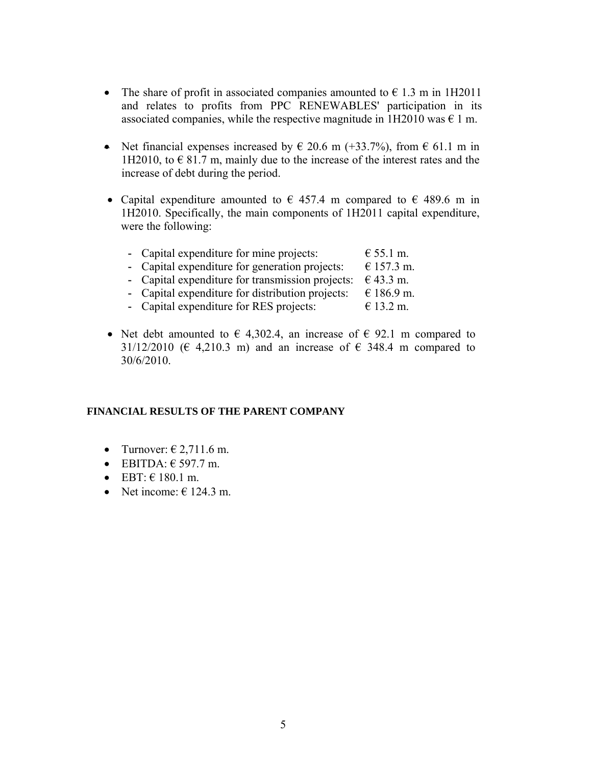- The share of profit in associated companies amounted to € 1.3 m in 1H2011 and relates to profits from PPC RENEWABLES' participation in its associated companies, while the respective magnitude in 1H2010 was € 1 m.

- Net financial expenses increased by € 20.6 m (+33.7%), from € 61.1 m in 1H2010, to € 81.7 m, mainly due to the increase of the interest rates and the increase of debt during the period.

- Capital expenditure amounted to € 457.4 m compared to € 489.6 m in 1H2010. Specifically, the main components of 1H2011 capital expenditure, were the following:

  - Capital expenditure for mine projects: € 55.1 m.
  - Capital expenditure for generation projects: € 157.3 m.
  - Capital expenditure for transmission projects: € 43.3 m.
  - Capital expenditure for distribution projects: € 186.9 m.
  - Capital expenditure for RES projects: € 13.2 m.

- Net debt amounted to € 4,302.4, an increase of € 92.1 m compared to 31/12/2010 (€ 4,210.3 m) and an increase of € 348.4 m compared to 30/6/2010.

**FINANCIAL RESULTS OF THE PARENT COMPANY**

- Turnover: € 2,711.6 m.
- EBITDA: € 597.7 m.
- EBT: € 180.1 m.
- Net income: € 124.3 m.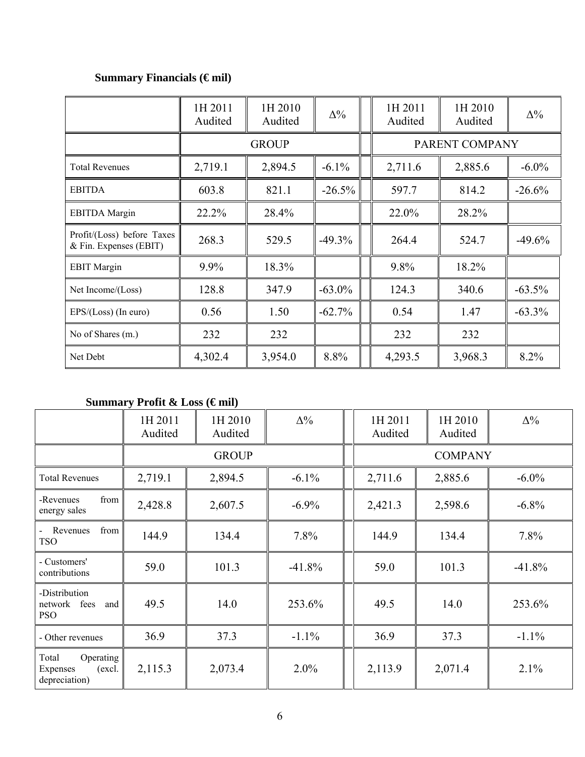### Summary Financials (€ mil)

| | 1H 2011 Audited | 1H 2010 Audited | Δ% | 1H 2011 Audited | 1H 2010 Audited | Δ% |
|---|---|---|---|---|---|---|
| | GROUP | | | PARENT COMPANY | | |
| Total Revenues | 2,719.1 | 2,894.5 | -6.1% | 2,711.6 | 2,885.6 | -6.0% |
| EBITDA | 603.8 | 821.1 | -26.5% | 597.7 | 814.2 | -26.6% |
| EBITDA Margin | 22.2% | 28.4% | | 22.0% | 28.2% | |
| Profit/(Loss) before Taxes & Fin. Expenses (EBIT) | 268.3 | 529.5 | -49.3% | 264.4 | 524.7 | -49.6% |
| EBIT Margin | 9.9% | 18.3% | | 9.8% | 18.2% | |
| Net Income/(Loss) | 128.8 | 347.9 | -63.0% | 124.3 | 340.6 | -63.5% |
| EPS/(Loss) (In euro) | 0.56 | 1.50 | -62.7% | 0.54 | 1.47 | -63.3% |
| No of Shares (m.) | 232 | 232 | | 232 | 232 | |
| Net Debt | 4,302.4 | 3,954.0 | 8.8% | 4,293.5 | 3,968.3 | 8.2% |

### Summary Profit & Loss (€ mil)

| | 1H 2011 Audited | 1H 2010 Audited | Δ% | 1H 2011 Audited | 1H 2010 Audited | Δ% |
|---|---|---|---|---|---|---|
| | GROUP | | | COMPANY | | |
| Total Revenues | 2,719.1 | 2,894.5 | -6.1% | 2,711.6 | 2,885.6 | -6.0% |
| -Revenues from energy sales | 2,428.8 | 2,607.5 | -6.9% | 2,421.3 | 2,598.6 | -6.8% |
| - Revenues from TSO | 144.9 | 134.4 | 7.8% | 144.9 | 134.4 | 7.8% |
| - Customers' contributions | 59.0 | 101.3 | -41.8% | 59.0 | 101.3 | -41.8% |
| -Distribution network fees and PSO | 49.5 | 14.0 | 253.6% | 49.5 | 14.0 | 253.6% |
| - Other revenues | 36.9 | 37.3 | -1.1% | 36.9 | 37.3 | -1.1% |
| Total Operating Expenses (excl. depreciation) | 2,115.3 | 2,073.4 | 2.0% | 2,113.9 | 2,071.4 | 2.1% |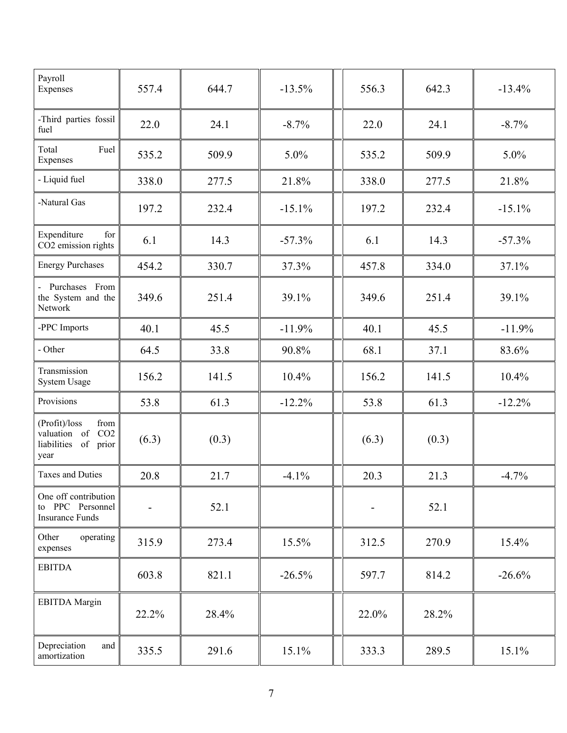| | | | | | | | |
|---|---|---|---|---|---|---|---|
| Payroll Expenses | 557.4 | 644.7 | -13.5% | | 556.3 | 642.3 | -13.4% |
| -Third parties fossil fuel | 22.0 | 24.1 | -8.7% | | 22.0 | 24.1 | -8.7% |
| Total Fuel Expenses | 535.2 | 509.9 | 5.0% | | 535.2 | 509.9 | 5.0% |
| - Liquid fuel | 338.0 | 277.5 | 21.8% | | 338.0 | 277.5 | 21.8% |
| -Natural Gas | 197.2 | 232.4 | -15.1% | | 197.2 | 232.4 | -15.1% |
| Expenditure for $CO_2$ emission rights | 6.1 | 14.3 | -57.3% | | 6.1 | 14.3 | -57.3% |
| Energy Purchases | 454.2 | 330.7 | 37.3% | | 457.8 | 334.0 | 37.1% |
| - Purchases From the System and the Network | 349.6 | 251.4 | 39.1% | | 349.6 | 251.4 | 39.1% |
| -PPC Imports | 40.1 | 45.5 | -11.9% | | 40.1 | 45.5 | -11.9% |
| - Other | 64.5 | 33.8 | 90.8% | | 68.1 | 37.1 | 83.6% |
| Transmission System Usage | 156.2 | 141.5 | 10.4% | | 156.2 | 141.5 | 10.4% |
| Provisions | 53.8 | 61.3 | -12.2% | | 53.8 | 61.3 | -12.2% |
| (Profit)/loss from valuation of $CO_2$ liabilities of prior year | (6.3) | (0.3) | | | (6.3) | (0.3) | |
| Taxes and Duties | 20.8 | 21.7 | -4.1% | | 20.3 | 21.3 | -4.7% |
| One off contribution to PPC Personnel Insurance Funds | - | 52.1 | | | - | 52.1 | |
| Other operating expenses | 315.9 | 273.4 | 15.5% | | 312.5 | 270.9 | 15.4% |
| EBITDA | 603.8 | 821.1 | -26.5% | | 597.7 | 814.2 | -26.6% |
| EBITDA Margin | 22.2% | 28.4% | | | 22.0% | 28.2% | |
| Depreciation and amortization | 335.5 | 291.6 | 15.1% | | 333.3 | 289.5 | 15.1% |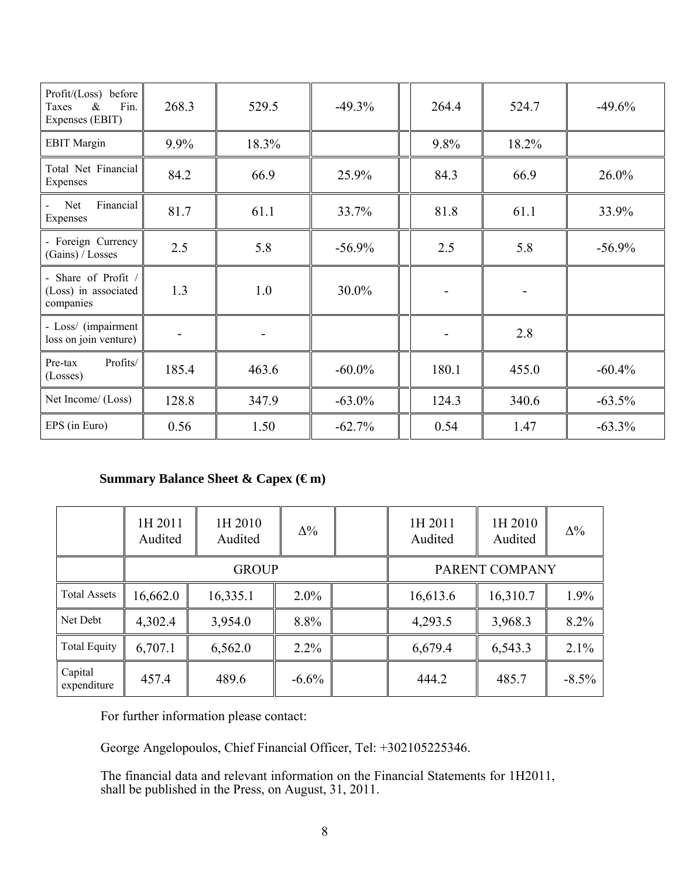| | | | | | | | |
|---|---|---|---|---|---|---|---|
| Profit/(Loss) before Taxes & Fin. Expenses (EBIT) | 268.3 | 529.5 | -49.3% | | 264.4 | 524.7 | -49.6% |
| EBIT Margin | 9.9% | 18.3% | | | 9.8% | 18.2% | |
| Total Net Financial Expenses | 84.2 | 66.9 | 25.9% | | 84.3 | 66.9 | 26.0% |
| - Net Financial Expenses | 81.7 | 61.1 | 33.7% | | 81.8 | 61.1 | 33.9% |
| - Foreign Currency (Gains) / Losses | 2.5 | 5.8 | -56.9% | | 2.5 | 5.8 | -56.9% |
| - Share of Profit / (Loss) in associated companies | 1.3 | 1.0 | 30.0% | | - | - | |
| - Loss/ (impairment loss on join venture) | - | - | | | - | 2.8 | |
| Pre-tax Profits/ (Losses) | 185.4 | 463.6 | -60.0% | | 180.1 | 455.0 | -60.4% |
| Net Income/ (Loss) | 128.8 | 347.9 | -63.0% | | 124.3 | 340.6 | -63.5% |
| EPS (in Euro) | 0.56 | 1.50 | -62.7% | | 0.54 | 1.47 | -63.3% |

**Summary Balance Sheet & Capex (€ m)**

| | 1H 2011 Audited | 1H 2010 Audited | Δ% | | 1H 2011 Audited | 1H 2010 Audited | Δ% |
|---|---|---|---|---|---|---|---|
| | GROUP | | | | PARENT COMPANY | | |
| Total Assets | 16,662.0 | 16,335.1 | 2.0% | | 16,613.6 | 16,310.7 | 1.9% |
| Net Debt | 4,302.4 | 3,954.0 | 8.8% | | 4,293.5 | 3,968.3 | 8.2% |
| Total Equity | 6,707.1 | 6,562.0 | 2.2% | | 6,679.4 | 6,543.3 | 2.1% |
| Capital expenditure | 457.4 | 489.6 | -6.6% | | 444.2 | 485.7 | -8.5% |

For further information please contact:

George Angelopoulos, Chief Financial Officer, Tel: +302105225346.

The financial data and relevant information on the Financial Statements for 1H2011, shall be published in the Press, on August, 31, 2011.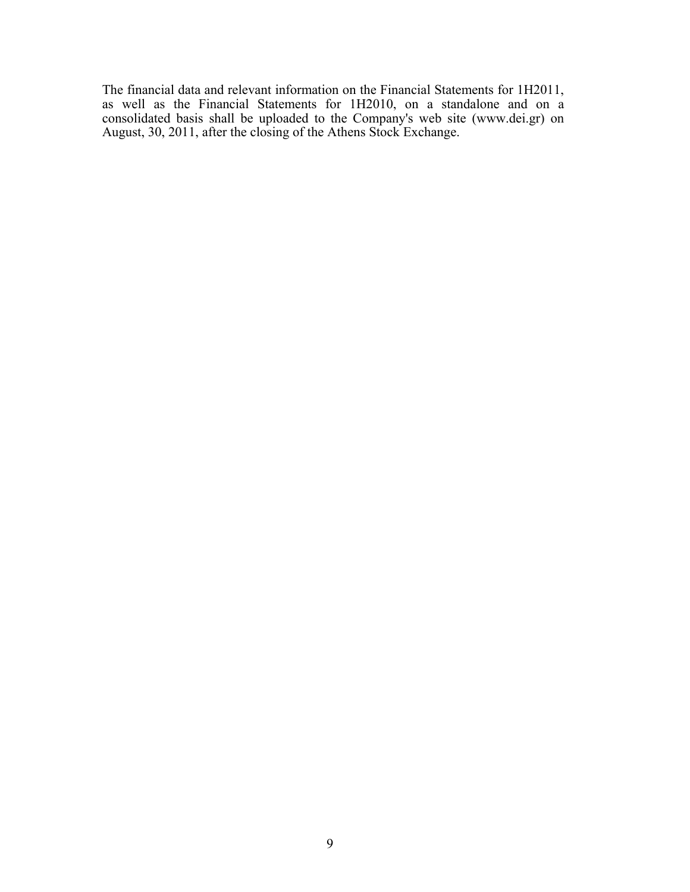The financial data and relevant information on the Financial Statements for 1H2011, as well as the Financial Statements for 1H2010, on a standalone and on a consolidated basis shall be uploaded to the Company's web site (www.dei.gr) on August, 30, 2011, after the closing of the Athens Stock Exchange.